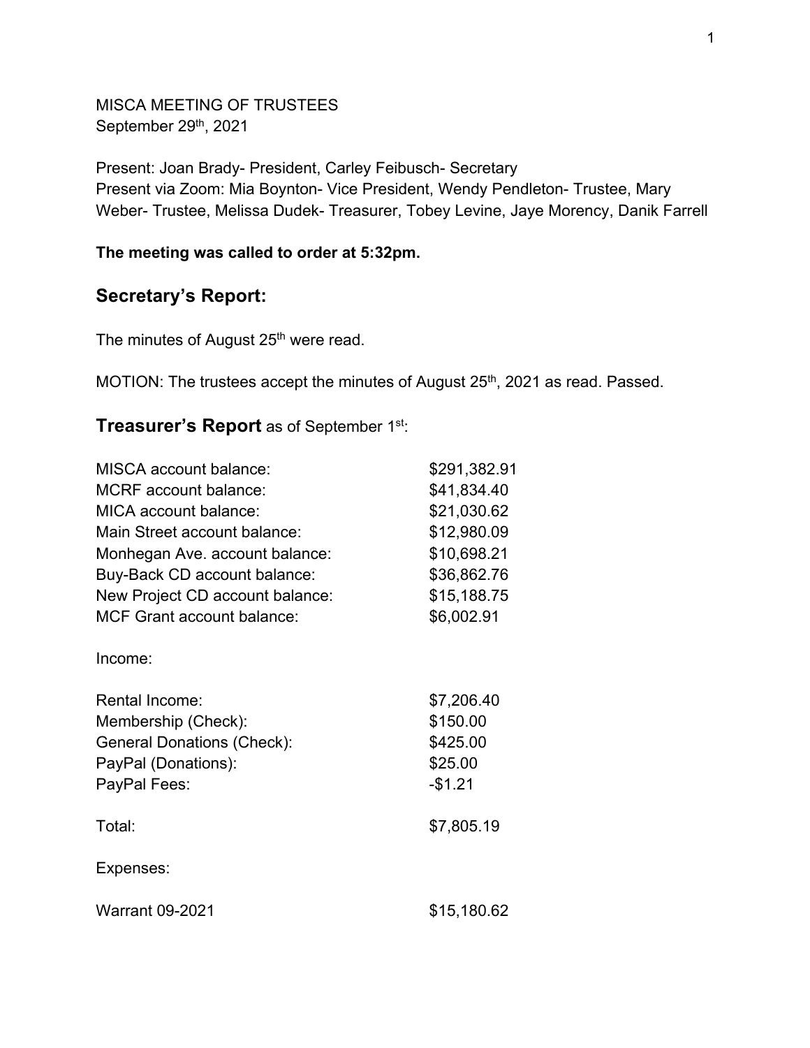MISCA MEETING OF TRUSTEES
September 29th, 2021

Present: Joan Brady- President, Carley Feibusch- Secretary
Present via Zoom: Mia Boynton- Vice President, Wendy Pendleton- Trustee, Mary Weber- Trustee, Melissa Dudek- Treasurer, Tobey Levine, Jaye Morency, Danik Farrell

**The meeting was called to order at 5:32pm.**

## Secretary's Report:

The minutes of August 25th were read.

MOTION: The trustees accept the minutes of August 25th, 2021 as read. Passed.

## **Treasurer's Report** as of September 1st:

| | |
|---|---|
| MISCA account balance: | $291,382.91 |
| MCRF account balance: | $41,834.40 |
| MICA account balance: | $21,030.62 |
| Main Street account balance: | $12,980.09 |
| Monhegan Ave. account balance: | $10,698.21 |
| Buy-Back CD account balance: | $36,862.76 |
| New Project CD account balance: | $15,188.75 |
| MCF Grant account balance: | $6,002.91 |

Income:

| | |
|---|---|
| Rental Income: | $7,206.40 |
| Membership (Check): | $150.00 |
| General Donations (Check): | $425.00 |
| PayPal (Donations): | $25.00 |
| PayPal Fees: | -$1.21 |
| Total: | $7,805.19 |

Expenses:

| | |
|---|---|
| Warrant 09-2021 | $15,180.62 |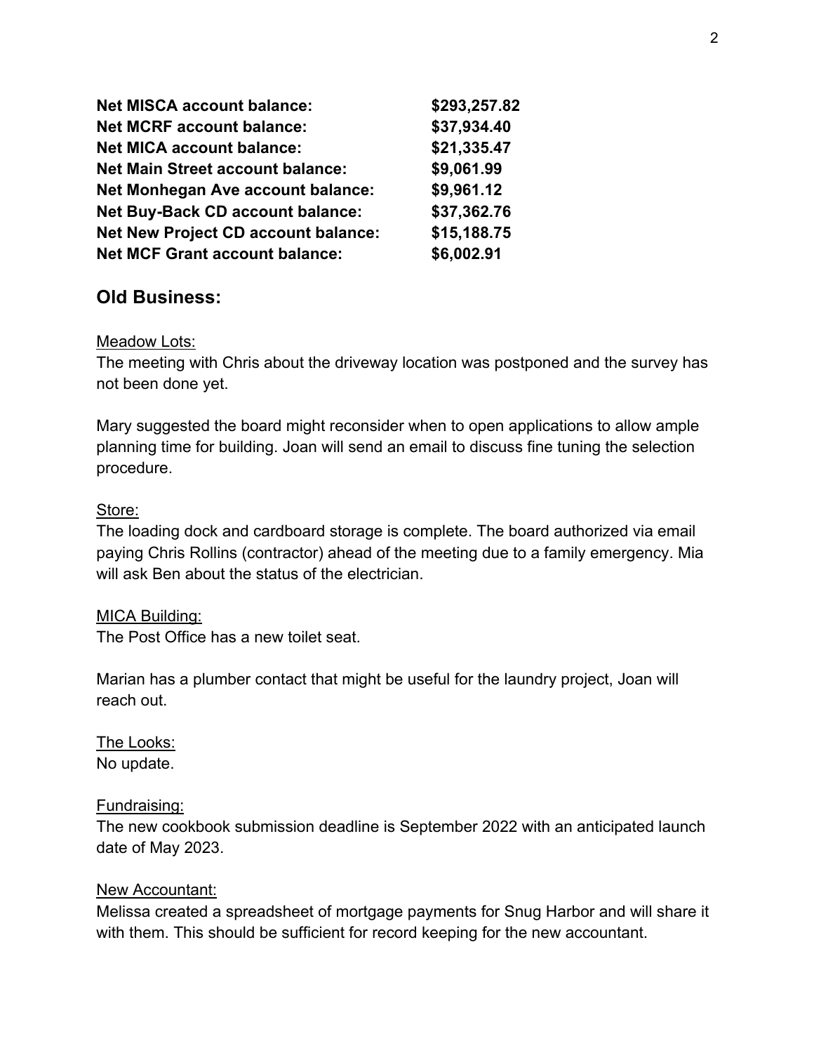**Net MISCA account balance:** **$293,257.82**
**Net MCRF account balance:** **$37,934.40**
**Net MICA account balance:** **$21,335.47**
**Net Main Street account balance:** **$9,061.99**
**Net Monhegan Ave account balance:** **$9,961.12**
**Net Buy-Back CD account balance:** **$37,362.76**
**Net New Project CD account balance:** **$15,188.75**
**Net MCF Grant account balance:** **$6,002.91**

## Old Business:

<u>Meadow Lots:</u>
The meeting with Chris about the driveway location was postponed and the survey has not been done yet.

Mary suggested the board might reconsider when to open applications to allow ample planning time for building. Joan will send an email to discuss fine tuning the selection procedure.

<u>Store:</u>
The loading dock and cardboard storage is complete. The board authorized via email paying Chris Rollins (contractor) ahead of the meeting due to a family emergency. Mia will ask Ben about the status of the electrician.

<u>MICA Building:</u>
The Post Office has a new toilet seat.

Marian has a plumber contact that might be useful for the laundry project, Joan will reach out.

<u>The Looks:</u>
No update.

<u>Fundraising:</u>
The new cookbook submission deadline is September 2022 with an anticipated launch date of May 2023.

<u>New Accountant:</u>
Melissa created a spreadsheet of mortgage payments for Snug Harbor and will share it with them. This should be sufficient for record keeping for the new accountant.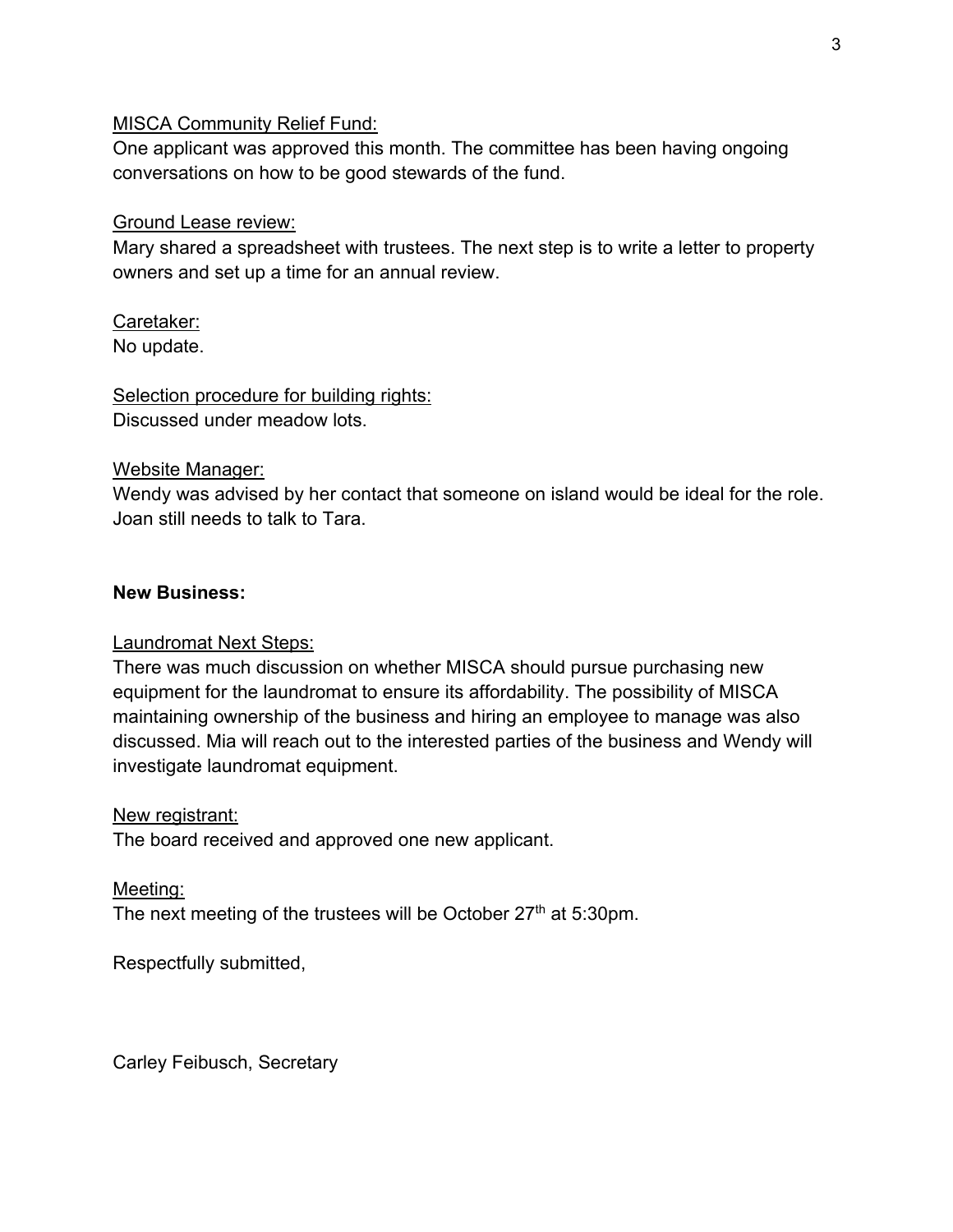MISCA Community Relief Fund:
One applicant was approved this month. The committee has been having ongoing conversations on how to be good stewards of the fund.

Ground Lease review:
Mary shared a spreadsheet with trustees. The next step is to write a letter to property owners and set up a time for an annual review.

Caretaker:
No update.

Selection procedure for building rights:
Discussed under meadow lots.

Website Manager:
Wendy was advised by her contact that someone on island would be ideal for the role. Joan still needs to talk to Tara.

**New Business:**

Laundromat Next Steps:
There was much discussion on whether MISCA should pursue purchasing new equipment for the laundromat to ensure its affordability. The possibility of MISCA maintaining ownership of the business and hiring an employee to manage was also discussed. Mia will reach out to the interested parties of the business and Wendy will investigate laundromat equipment.

New registrant:
The board received and approved one new applicant.

Meeting:
The next meeting of the trustees will be October 27th at 5:30pm.

Respectfully submitted,

Carley Feibusch, Secretary